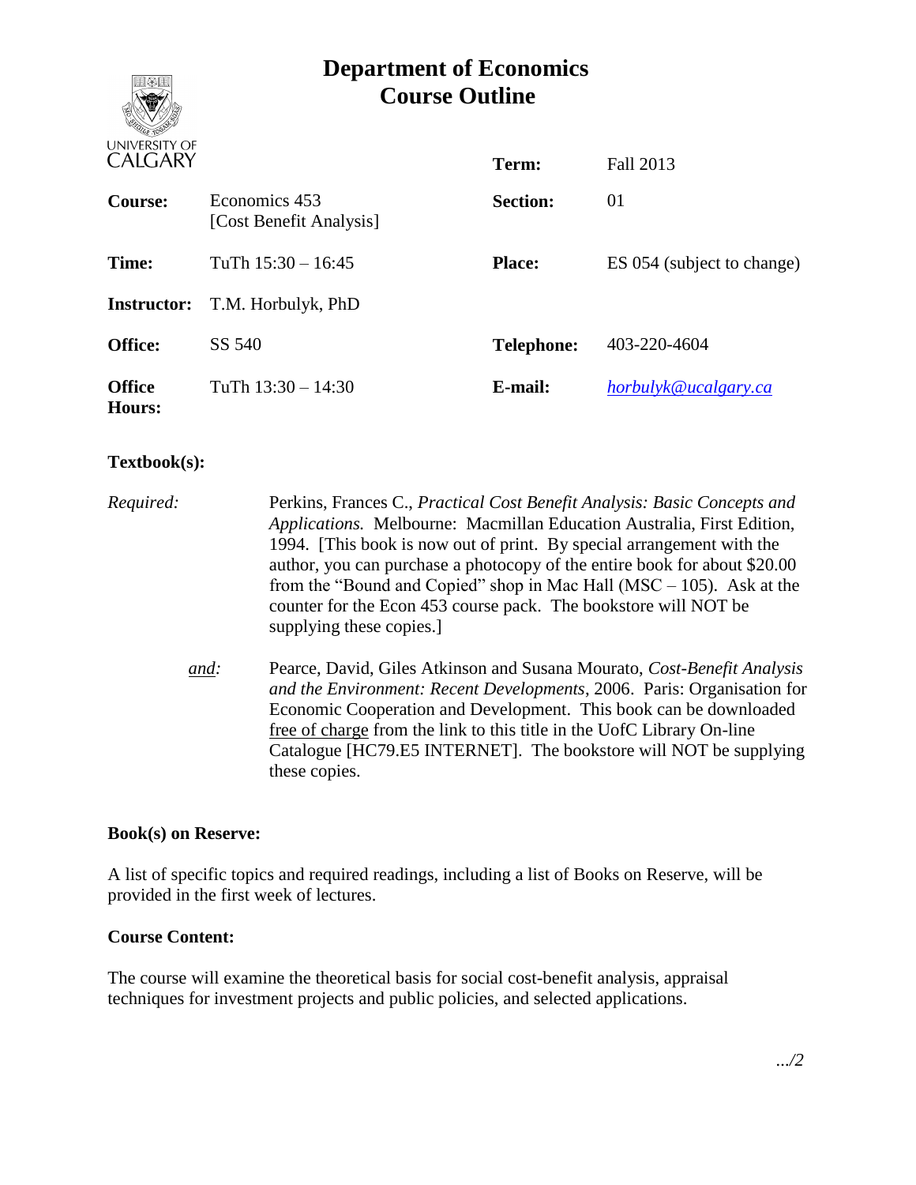# Department of Economics
# Course Outline

| | | | |
|---|---|---|---|
| | | **Term:** | Fall 2013 |
| **Course:** | Economics 453 [Cost Benefit Analysis] | **Section:** | 01 |
| **Time:** | TuTh 15:30 – 16:45 | **Place:** | ES 054 (subject to change) |
| **Instructor:** | T.M. Horbulyk, PhD | | |
| **Office:** | SS 540 | **Telephone:** | 403-220-4604 |
| **Office Hours:** | TuTh 13:30 – 14:30 | **E-mail:** | *horbulyk@ucalgary.ca* |

**Textbook(s):**

*Required:* Perkins, Frances C., *Practical Cost Benefit Analysis: Basic Concepts and Applications.* Melbourne: Macmillan Education Australia, First Edition, 1994. [This book is now out of print. By special arrangement with the author, you can purchase a photocopy of the entire book for about $20.00 from the "Bound and Copied" shop in Mac Hall (MSC – 105). Ask at the counter for the Econ 453 course pack. The bookstore will NOT be supplying these copies.]

*and:* Pearce, David, Giles Atkinson and Susana Mourato, *Cost-Benefit Analysis and the Environment: Recent Developments*, 2006. Paris: Organisation for Economic Cooperation and Development. This book can be downloaded free of charge from the link to this title in the UofC Library On-line Catalogue [HC79.E5 INTERNET]. The bookstore will NOT be supplying these copies.

**Book(s) on Reserve:**

A list of specific topics and required readings, including a list of Books on Reserve, will be provided in the first week of lectures.

**Course Content:**

The course will examine the theoretical basis for social cost-benefit analysis, appraisal techniques for investment projects and public policies, and selected applications.

*.../2*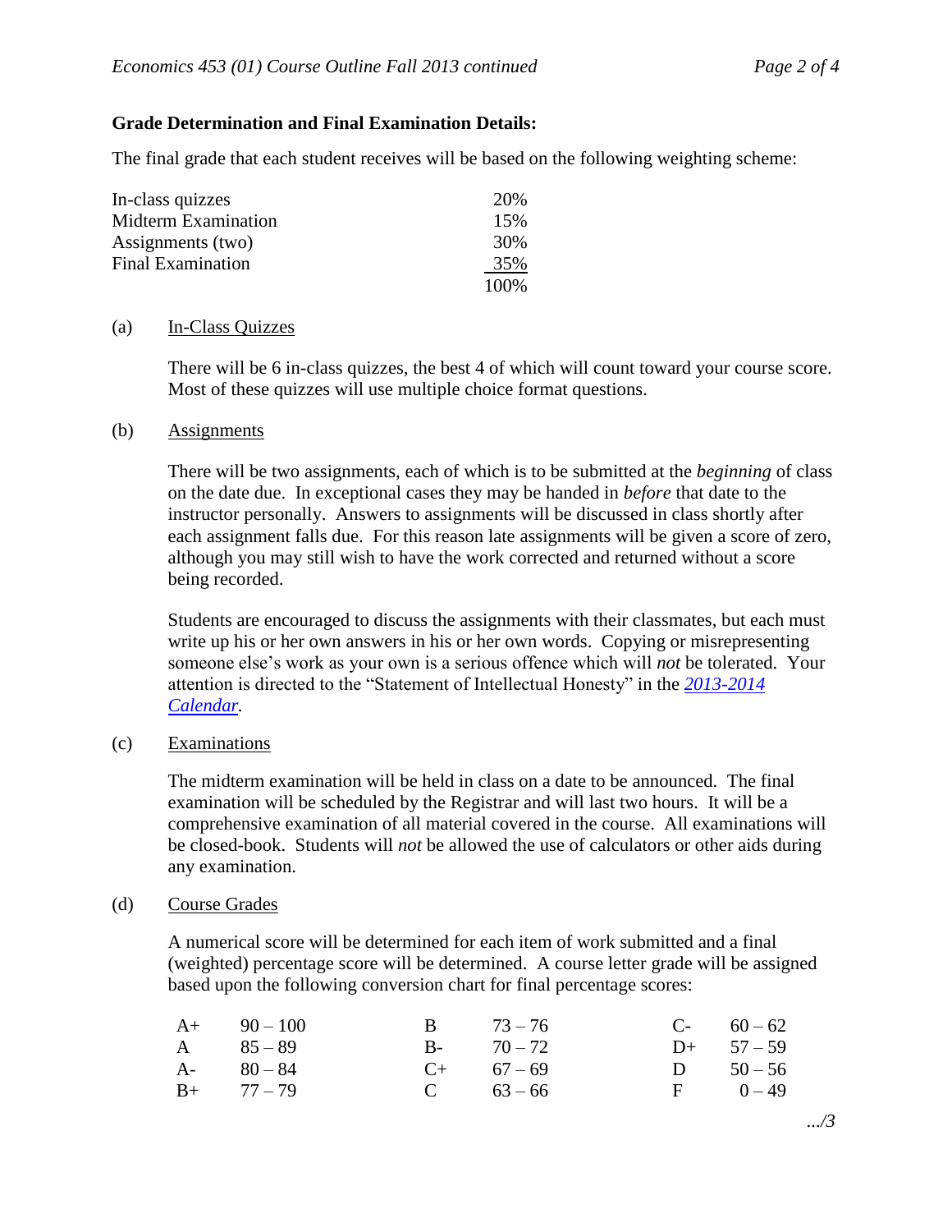**Grade Determination and Final Examination Details:**

The final grade that each student receives will be based on the following weighting scheme:

| | |
|---|---|
| In-class quizzes | 20% |
| Midterm Examination | 15% |
| Assignments (two) | 30% |
| Final Examination | 35% |
| | 100% |

(a) In-Class Quizzes

There will be 6 in-class quizzes, the best 4 of which will count toward your course score. Most of these quizzes will use multiple choice format questions.

(b) Assignments

There will be two assignments, each of which is to be submitted at the *beginning* of class on the date due. In exceptional cases they may be handed in *before* that date to the instructor personally. Answers to assignments will be discussed in class shortly after each assignment falls due. For this reason late assignments will be given a score of zero, although you may still wish to have the work corrected and returned without a score being recorded.

Students are encouraged to discuss the assignments with their classmates, but each must write up his or her own answers in his or her own words. Copying or misrepresenting someone else's work as your own is a serious offence which will *not* be tolerated. Your attention is directed to the "Statement of Intellectual Honesty" in the *2013-2014 Calendar*.

(c) Examinations

The midterm examination will be held in class on a date to be announced. The final examination will be scheduled by the Registrar and will last two hours. It will be a comprehensive examination of all material covered in the course. All examinations will be closed-book. Students will *not* be allowed the use of calculators or other aids during any examination.

(d) Course Grades

A numerical score will be determined for each item of work submitted and a final (weighted) percentage score will be determined. A course letter grade will be assigned based upon the following conversion chart for final percentage scores:

| | | | | | |
|---|---|---|---|---|---|
| A+ | 90 – 100 | B | 73 – 76 | C- | 60 – 62 |
| A | 85 – 89 | B- | 70 – 72 | D+ | 57 – 59 |
| A- | 80 – 84 | C+ | 67 – 69 | D | 50 – 56 |
| B+ | 77 – 79 | C | 63 – 66 | F | 0 – 49 |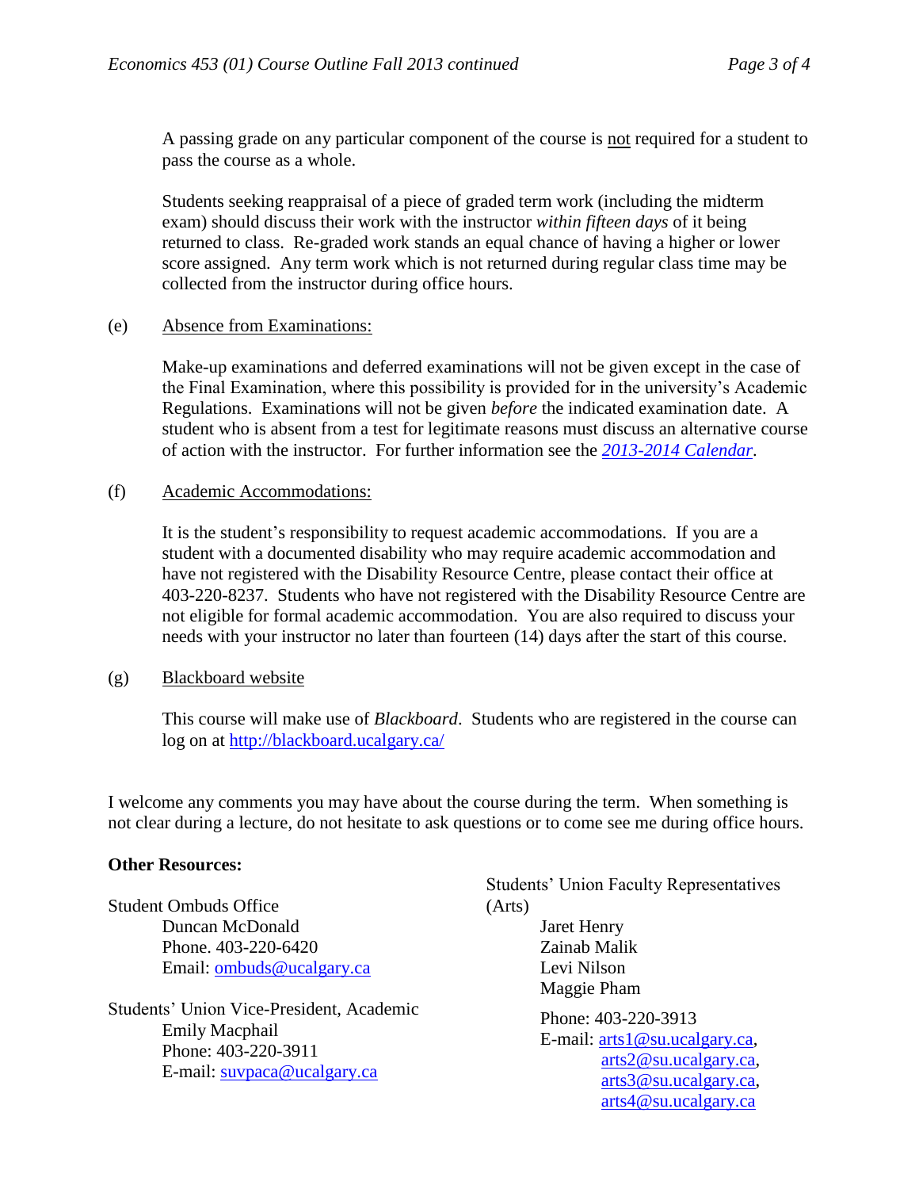A passing grade on any particular component of the course is not required for a student to pass the course as a whole.

Students seeking reappraisal of a piece of graded term work (including the midterm exam) should discuss their work with the instructor *within fifteen days* of it being returned to class. Re-graded work stands an equal chance of having a higher or lower score assigned. Any term work which is not returned during regular class time may be collected from the instructor during office hours.

(e) Absence from Examinations:

Make-up examinations and deferred examinations will not be given except in the case of the Final Examination, where this possibility is provided for in the university's Academic Regulations. Examinations will not be given *before* the indicated examination date. A student who is absent from a test for legitimate reasons must discuss an alternative course of action with the instructor. For further information see the *2013-2014 Calendar*.

(f) Academic Accommodations:

It is the student's responsibility to request academic accommodations. If you are a student with a documented disability who may require academic accommodation and have not registered with the Disability Resource Centre, please contact their office at 403-220-8237. Students who have not registered with the Disability Resource Centre are not eligible for formal academic accommodation. You are also required to discuss your needs with your instructor no later than fourteen (14) days after the start of this course.

(g) Blackboard website

This course will make use of *Blackboard*. Students who are registered in the course can log on at http://blackboard.ucalgary.ca/

I welcome any comments you may have about the course during the term. When something is not clear during a lecture, do not hesitate to ask questions or to come see me during office hours.

**Other Resources:**

Student Ombuds Office
Duncan McDonald
Phone. 403-220-6420
Email: ombuds@ucalgary.ca

Students' Union Vice-President, Academic
Emily Macphail
Phone: 403-220-3911
E-mail: suvpaca@ucalgary.ca

Students' Union Faculty Representatives (Arts)
Jaret Henry
Zainab Malik
Levi Nilson
Maggie Pham

Phone: 403-220-3913
E-mail: arts1@su.ucalgary.ca, arts2@su.ucalgary.ca, arts3@su.ucalgary.ca, arts4@su.ucalgary.ca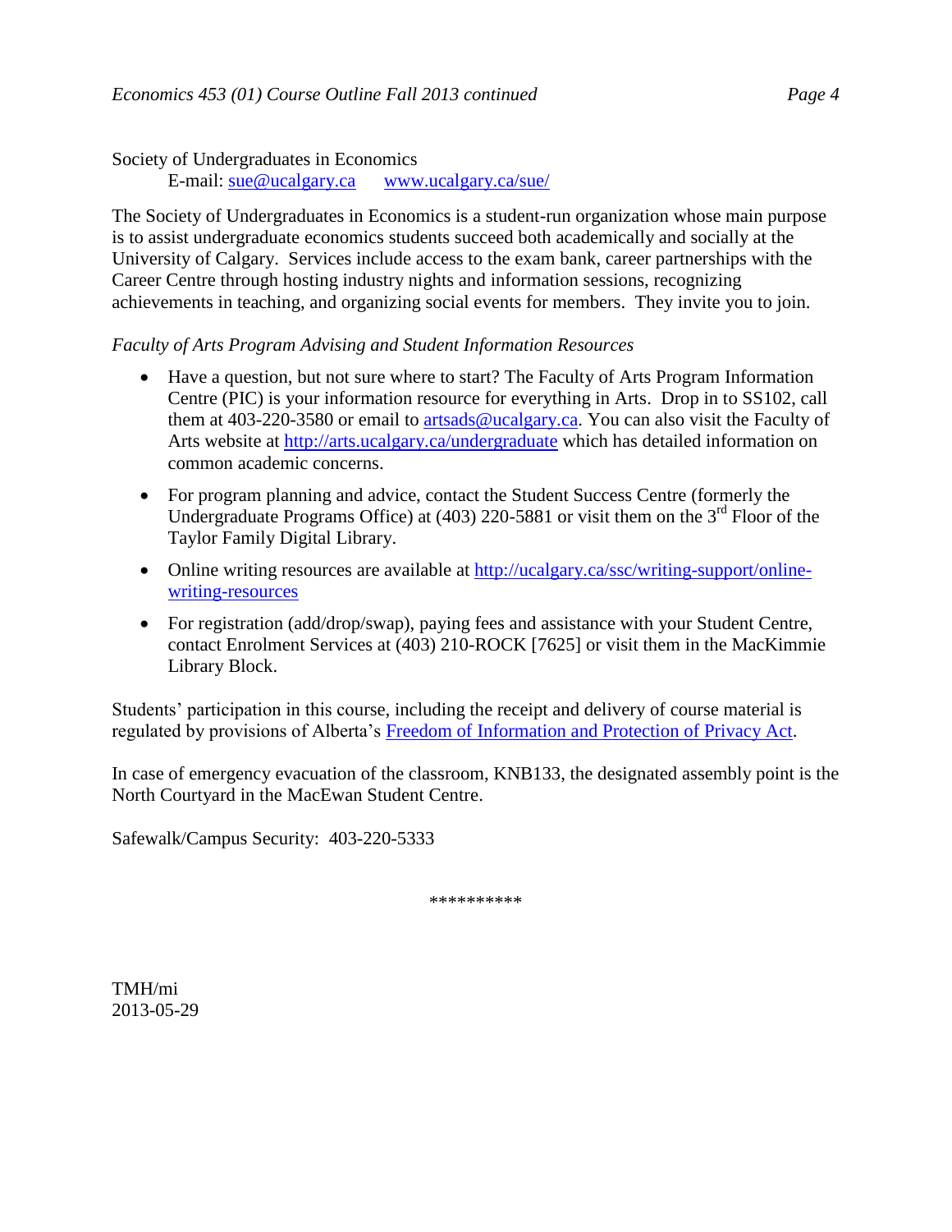Society of Undergraduates in Economics
E-mail: sue@ucalgary.ca www.ucalgary.ca/sue/

The Society of Undergraduates in Economics is a student-run organization whose main purpose is to assist undergraduate economics students succeed both academically and socially at the University of Calgary. Services include access to the exam bank, career partnerships with the Career Centre through hosting industry nights and information sessions, recognizing achievements in teaching, and organizing social events for members. They invite you to join.

*Faculty of Arts Program Advising and Student Information Resources*

- Have a question, but not sure where to start? The Faculty of Arts Program Information Centre (PIC) is your information resource for everything in Arts. Drop in to SS102, call them at 403-220-3580 or email to artsads@ucalgary.ca. You can also visit the Faculty of Arts website at http://arts.ucalgary.ca/undergraduate which has detailed information on common academic concerns.

- For program planning and advice, contact the Student Success Centre (formerly the Undergraduate Programs Office) at (403) 220-5881 or visit them on the 3rd Floor of the Taylor Family Digital Library.

- Online writing resources are available at http://ucalgary.ca/ssc/writing-support/online-writing-resources

- For registration (add/drop/swap), paying fees and assistance with your Student Centre, contact Enrolment Services at (403) 210-ROCK [7625] or visit them in the MacKimmie Library Block.

Students' participation in this course, including the receipt and delivery of course material is regulated by provisions of Alberta's Freedom of Information and Protection of Privacy Act.

In case of emergency evacuation of the classroom, KNB133, the designated assembly point is the North Courtyard in the MacEwan Student Centre.

Safewalk/Campus Security: 403-220-5333

**********

TMH/mi
2013-05-29